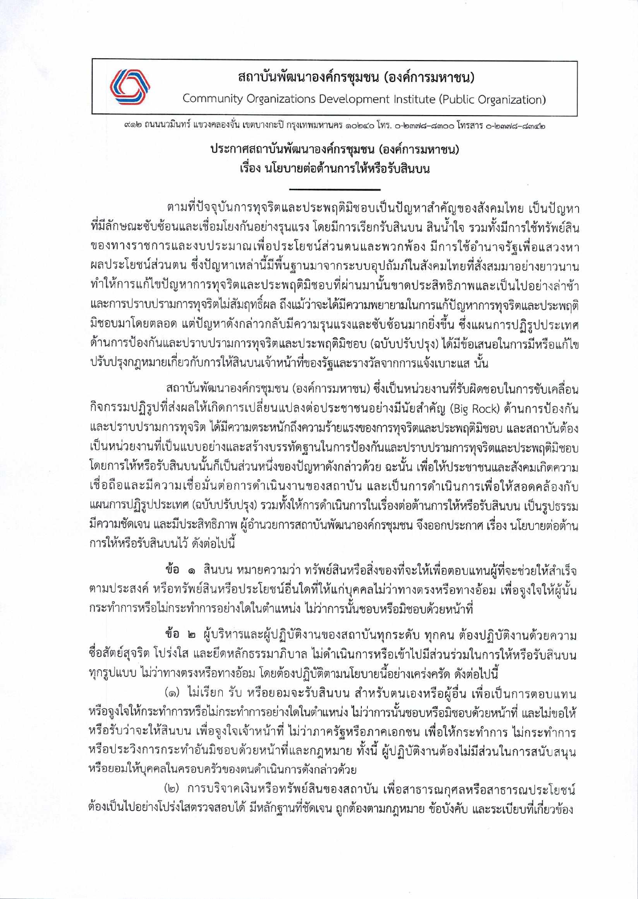**สถาบันพัฒนาองค์กรชุมชน (องค์การมหาชน)**

Community Organizations Development Institute (Public Organization)

๙๑๒ ถนนนวมินทร์ แขวงคลองจั่น เขตบางกะปิ กรุงเทพมหานคร ๑๐๒๔๐ โทร. ๐-๒๓๗๘-๘๓๐๐ โทรสาร ๐-๒๓๗๘-๘๓๔๒

## ประกาศสถาบันพัฒนาองค์กรชุมชน (องค์การมหาชน)
## เรื่อง นโยบายต่อต้านการให้หรือรับสินบน

ตามที่ปัจจุบันการทุจริตและประพฤติมิชอบเป็นปัญหาสำคัญของสังคมไทย เป็นปัญหาที่มีลักษณะซับซ้อนและเชื่อมโยงกันอย่างรุนแรง โดยมีการเรียกรับสินบน สินน้ำใจ รวมทั้งมีการใช้ทรัพย์สินของทางราชการและงบประมาณเพื่อประโยชน์ส่วนตนและพวกพ้อง มีการใช้อำนาจรัฐเพื่อแสวงหาผลประโยชน์ส่วนตน ซึ่งปัญหาเหล่านี้มีพื้นฐานมาจากระบบอุปถัมภ์ในสังคมไทยที่สั่งสมมาอย่างยาวนาน ทำให้การแก้ไขปัญหาการทุจริตและประพฤติมิชอบที่ผ่านมานั้นขาดประสิทธิภาพและเป็นไปอย่างล่าช้า และการปราบปรามการทุจริตไม่สัมฤทธิ์ผล ถึงแม้ว่าจะได้มีความพยายามในการแก้ปัญหาการทุจริตและประพฤติมิชอบมาโดยตลอด แต่ปัญหาดังกล่าวกลับมีความรุนแรงและซับซ้อนมากยิ่งขึ้น ซึ่งแผนการปฏิรูปประเทศด้านการป้องกันและปราบปรามการทุจริตและประพฤติมิชอบ (ฉบับปรับปรุง) ได้มีข้อเสนอในการมีหรือแก้ไขปรับปรุงกฎหมายเกี่ยวกับการให้สินบนเจ้าหน้าที่ของรัฐและรางวัลจากการแจ้งเบาะแส นั้น

สถาบันพัฒนาองค์กรชุมชน (องค์การมหาชน) ซึ่งเป็นหน่วยงานที่รับผิดชอบในการขับเคลื่อนกิจกรรมปฏิรูปที่ส่งผลให้เกิดการเปลี่ยนแปลงต่อประชาชนอย่างมีนัยสำคัญ (Big Rock) ด้านการป้องกันและปราบปรามการทุจริต ได้มีความตระหนักถึงความร้ายแรงของการทุจริตและประพฤติมิชอบ และสถาบันต้องเป็นหน่วยงานที่เป็นแบบอย่างและสร้างบรรทัดฐานในการป้องกันและปราบปรามการทุจริตและประพฤติมิชอบ โดยการให้หรือรับสินบนนั้นก็เป็นส่วนหนึ่งของปัญหาดังกล่าวด้วย ฉะนั้น เพื่อให้ประชาชนและสังคมเกิดความเชื่อถือและมีความเชื่อมั่นต่อการดำเนินงานของสถาบัน และเป็นการดำเนินการเพื่อให้สอดคล้องกับแผนการปฏิรูปประเทศ (ฉบับปรับปรุง) รวมทั้งให้การดำเนินการในเรื่องต่อต้านการให้หรือรับสินบน เป็นรูปธรรม มีความชัดเจน และมีประสิทธิภาพ ผู้อำนวยการสถาบันพัฒนาองค์กรชุมชน จึงออกประกาศ เรื่อง นโยบายต่อต้านการให้หรือรับสินบนไว้ ดังต่อไปนี้

**ข้อ ๑** สินบน หมายความว่า ทรัพย์สินหรือสิ่งของที่จะให้เพื่อตอบแทนผู้ที่จะช่วยให้สำเร็จตามประสงค์ หรือทรัพย์สินหรือประโยชน์อื่นใดที่ให้แก่บุคคลไม่ว่าทางตรงหรือทางอ้อม เพื่อจูงใจให้ผู้นั้นกระทำการหรือไม่กระทำการอย่างใดในตำแหน่ง ไม่ว่าการนั้นชอบหรือมิชอบด้วยหน้าที่

**ข้อ ๒** ผู้บริหารและผู้ปฏิบัติงานของสถาบันทุกระดับ ทุกคน ต้องปฏิบัติงานด้วยความซื่อสัตย์สุจริต โปร่งใส และยึดหลักธรรมาภิบาล ไม่ดำเนินการหรือเข้าไปมีส่วนร่วมในการให้หรือรับสินบนทุกรูปแบบ ไม่ว่าทางตรงหรือทางอ้อม โดยต้องปฏิบัติตามนโยบายนี้อย่างเคร่งครัด ดังต่อไปนี้

(๑) ไม่เรียก รับ หรือยอมจะรับสินบน สำหรับตนเองหรือผู้อื่น เพื่อเป็นการตอบแทนหรือจูงใจให้กระทำการหรือไม่กระทำการอย่างใดในตำแหน่ง ไม่ว่าการนั้นชอบหรือมิชอบด้วยหน้าที่ และไม่ขอให้หรือรับว่าจะให้สินบน เพื่อจูงใจเจ้าหน้าที่ ไม่ว่าภาครัฐหรือภาคเอกชน เพื่อให้กระทำการ ไม่กระทำการหรือประวิงการกระทำอันมิชอบด้วยหน้าที่และกฎหมาย ทั้งนี้ ผู้ปฏิบัติงานต้องไม่มีส่วนในการสนับสนุนหรือยอมให้บุคคลในครอบครัวของตนดำเนินการดังกล่าวด้วย

(๒) การบริจาคเงินหรือทรัพย์สินของสถาบัน เพื่อสาธารณกุศลหรือสาธารณประโยชน์ต้องเป็นไปอย่างโปร่งใสตรวจสอบได้ มีหลักฐานที่ชัดเจน ถูกต้องตามกฎหมาย ข้อบังคับ และระเบียบที่เกี่ยวข้อง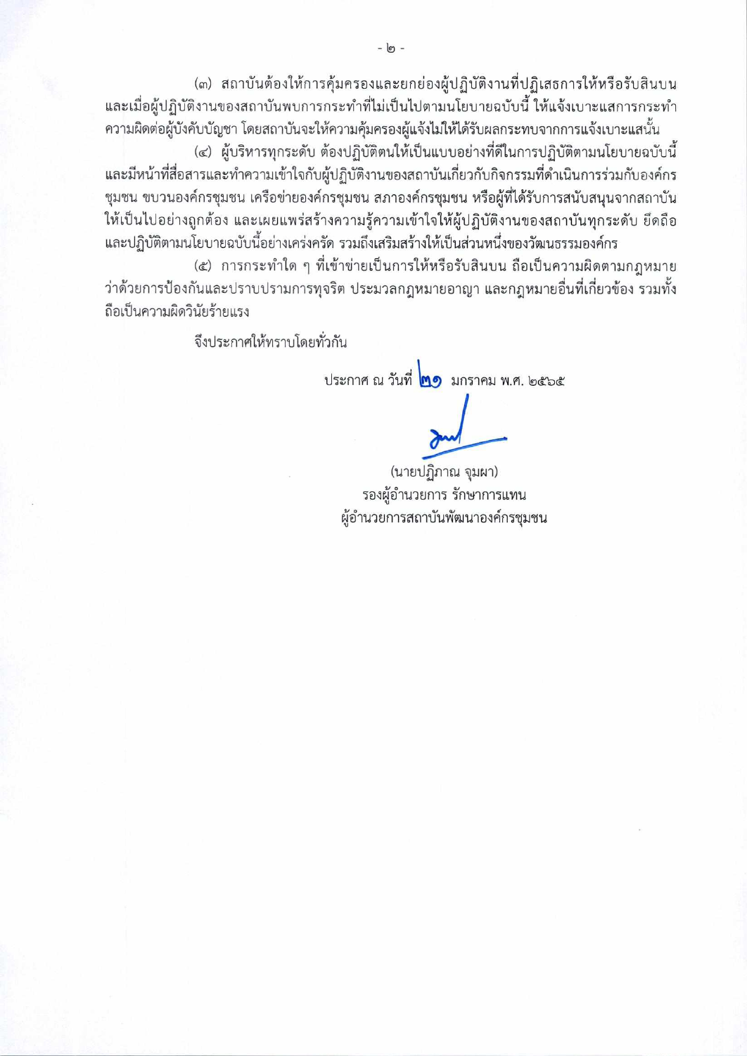(๓) สถาบันต้องให้การคุ้มครองและยกย่องผู้ปฏิบัติงานที่ปฏิเสธการให้หรือรับสินบน และเมื่อผู้ปฏิบัติงานของสถาบันพบการกระทำที่ไม่เป็นไปตามนโยบายฉบับนี้ ให้แจ้งเบาะแสการกระทำความผิดต่อผู้บังคับบัญชา โดยสถาบันจะให้ความคุ้มครองผู้แจ้งไม่ให้ได้รับผลกระทบจากการแจ้งเบาะแสนั้น

(๔) ผู้บริหารทุกระดับ ต้องปฏิบัติตนให้เป็นแบบอย่างที่ดีในการปฏิบัติตามนโยบายฉบับนี้ และมีหน้าที่สื่อสารและทำความเข้าใจกับผู้ปฏิบัติงานของสถาบันเกี่ยวกับกิจกรรมที่ดำเนินการร่วมกับองค์กรชุมชน ขบวนองค์กรชุมชน เครือข่ายองค์กรชุมชน สภาองค์กรชุมชน หรือผู้ที่ได้รับการสนับสนุนจากสถาบันให้เป็นไปอย่างถูกต้อง และเผยแพร่สร้างความรู้ความเข้าใจให้ผู้ปฏิบัติงานของสถาบันทุกระดับ ยึดถือและปฏิบัติตามนโยบายฉบับนี้อย่างเคร่งครัด รวมถึงเสริมสร้างให้เป็นส่วนหนึ่งของวัฒนธรรมองค์กร

(๕) การกระทำใด ๆ ที่เข้าข่ายเป็นการให้หรือรับสินบน ถือเป็นความผิดตามกฎหมายว่าด้วยการป้องกันและปราบปรามการทุจริต ประมวลกฎหมายอาญา และกฎหมายอื่นที่เกี่ยวข้อง รวมทั้งถือเป็นความผิดวินัยร้ายแรง

จึงประกาศให้ทราบโดยทั่วกัน

ประกาศ ณ วันที่ ๒๑ มกราคม พ.ศ. ๒๕๖๕

(นายปฏิภาณ จุมผา)
รองผู้อำนวยการ รักษาการแทน
ผู้อำนวยการสถาบันพัฒนาองค์กรชุมชน